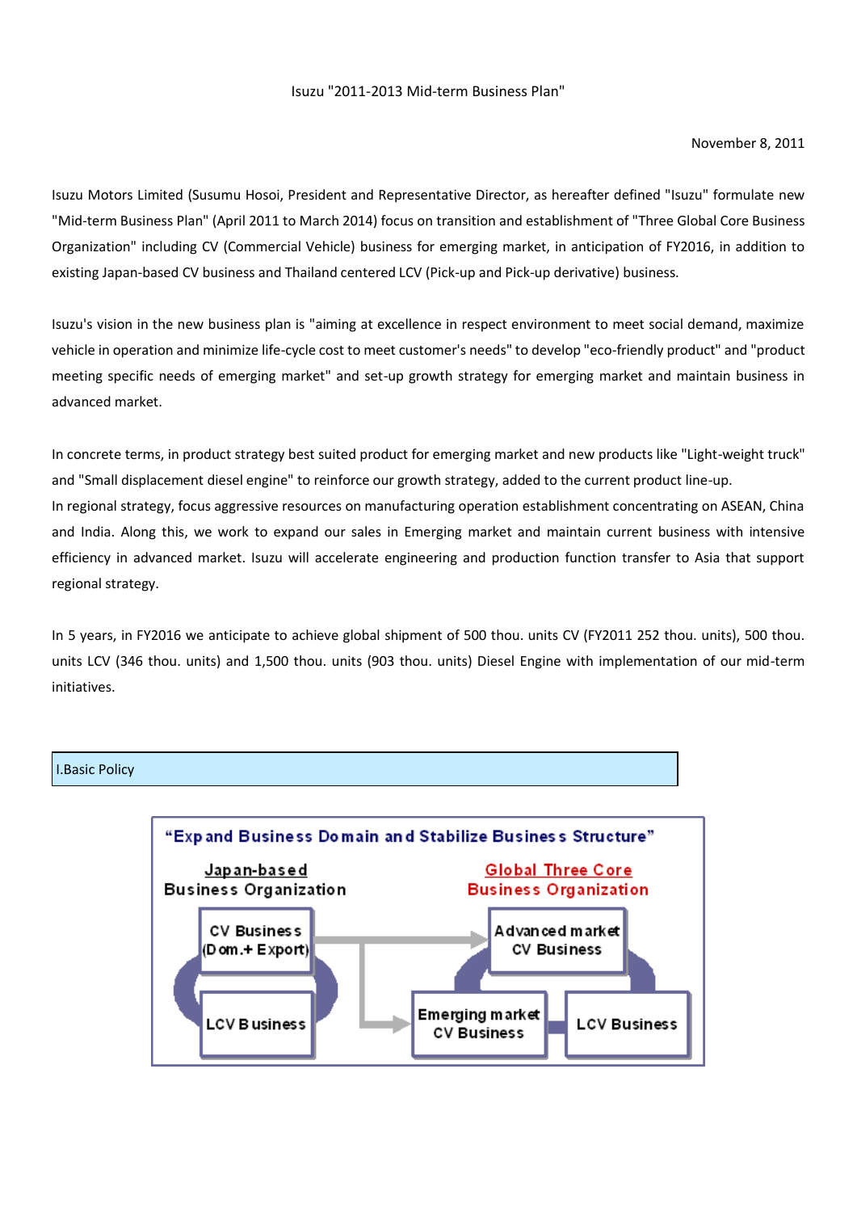# Isuzu "2011-2013 Mid-term Business Plan"

November 8, 2011

Isuzu Motors Limited (Susumu Hosoi, President and Representative Director, as hereafter defined "Isuzu" formulate new "Mid-term Business Plan" (April 2011 to March 2014) focus on transition and establishment of "Three Global Core Business Organization" including CV (Commercial Vehicle) business for emerging market, in anticipation of FY2016, in addition to existing Japan-based CV business and Thailand centered LCV (Pick-up and Pick-up derivative) business.

Isuzu's vision in the new business plan is "aiming at excellence in respect environment to meet social demand, maximize vehicle in operation and minimize life-cycle cost to meet customer's needs" to develop "eco-friendly product" and "product meeting specific needs of emerging market" and set-up growth strategy for emerging market and maintain business in advanced market.

In concrete terms, in product strategy best suited product for emerging market and new products like "Light-weight truck" and "Small displacement diesel engine" to reinforce our growth strategy, added to the current product line-up.
In regional strategy, focus aggressive resources on manufacturing operation establishment concentrating on ASEAN, China and India. Along this, we work to expand our sales in Emerging market and maintain current business with intensive efficiency in advanced market. Isuzu will accelerate engineering and production function transfer to Asia that support regional strategy.

In 5 years, in FY2016 we anticipate to achieve global shipment of 500 thou. units CV (FY2011 252 thou. units), 500 thou. units LCV (346 thou. units) and 1,500 thou. units (903 thou. units) Diesel Engine with implementation of our mid-term initiatives.

## I.Basic Policy

**"Expand Business Domain and Stabilize Business Structure"**

| Japan-based Business Organization | Global Three Core Business Organization |
|---|---|
| CV Business (Dom.+ Export) | Advanced market CV Business |
| LCV Business | Emerging market CV Business |
| | LCV Business |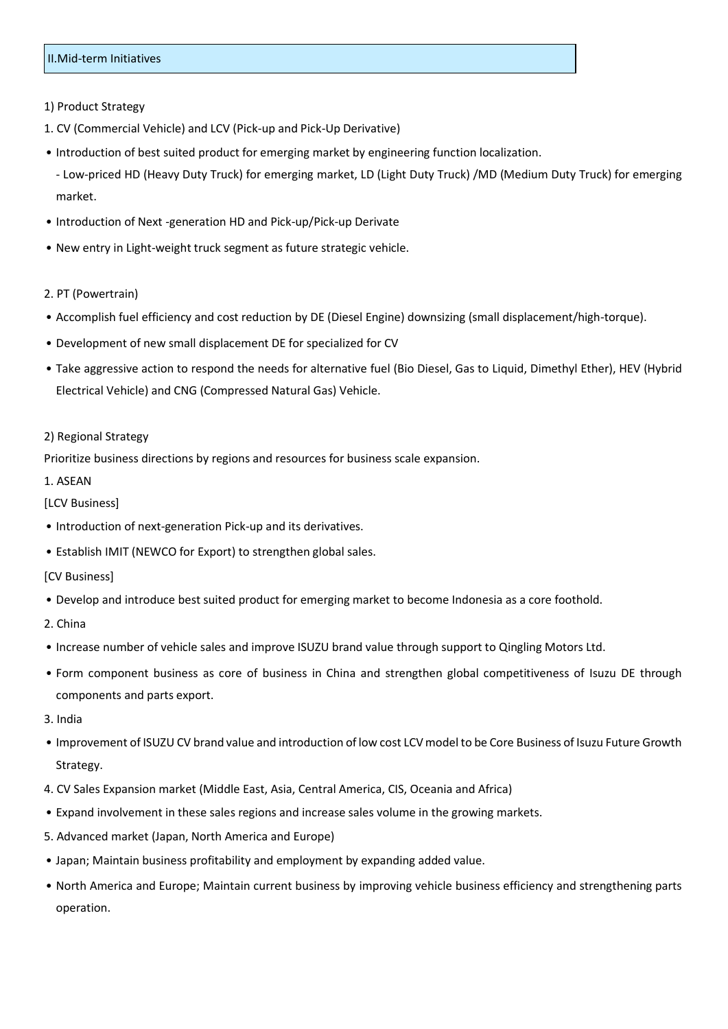## II.Mid-term Initiatives

1) Product Strategy

1. CV (Commercial Vehicle) and LCV (Pick-up and Pick-Up Derivative)

- Introduction of best suited product for emerging market by engineering function localization.
  - Low-priced HD (Heavy Duty Truck) for emerging market, LD (Light Duty Truck) /MD (Medium Duty Truck) for emerging market.
- Introduction of Next -generation HD and Pick-up/Pick-up Derivate
- New entry in Light-weight truck segment as future strategic vehicle.

2. PT (Powertrain)

- Accomplish fuel efficiency and cost reduction by DE (Diesel Engine) downsizing (small displacement/high-torque).
- Development of new small displacement DE for specialized for CV
- Take aggressive action to respond the needs for alternative fuel (Bio Diesel, Gas to Liquid, Dimethyl Ether), HEV (Hybrid Electrical Vehicle) and CNG (Compressed Natural Gas) Vehicle.

2) Regional Strategy

Prioritize business directions by regions and resources for business scale expansion.

1. ASEAN

[LCV Business]

- Introduction of next-generation Pick-up and its derivatives.
- Establish IMIT (NEWCO for Export) to strengthen global sales.

[CV Business]

- Develop and introduce best suited product for emerging market to become Indonesia as a core foothold.

2. China

- Increase number of vehicle sales and improve ISUZU brand value through support to Qingling Motors Ltd.
- Form component business as core of business in China and strengthen global competitiveness of Isuzu DE through components and parts export.

3. India

- Improvement of ISUZU CV brand value and introduction of low cost LCV model to be Core Business of Isuzu Future Growth Strategy.

4. CV Sales Expansion market (Middle East, Asia, Central America, CIS, Oceania and Africa)

- Expand involvement in these sales regions and increase sales volume in the growing markets.

5. Advanced market (Japan, North America and Europe)

- Japan; Maintain business profitability and employment by expanding added value.
- North America and Europe; Maintain current business by improving vehicle business efficiency and strengthening parts operation.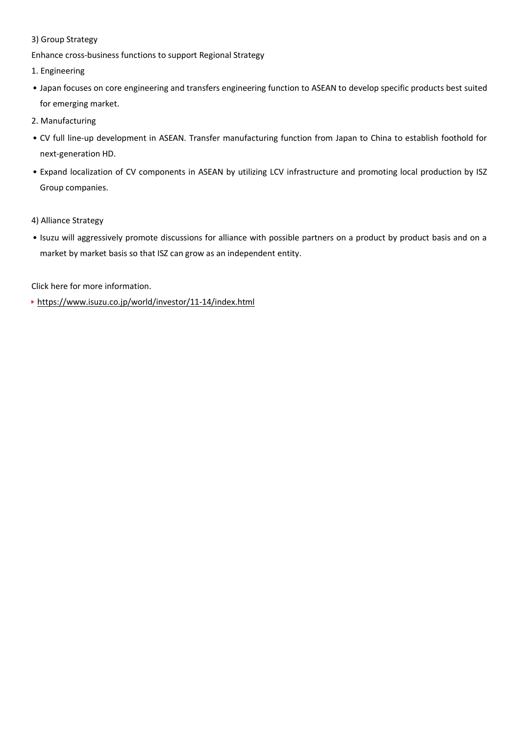### 3) Group Strategy

Enhance cross-business functions to support Regional Strategy

1. Engineering

- Japan focuses on core engineering and transfers engineering function to ASEAN to develop specific products best suited for emerging market.

2. Manufacturing

- CV full line-up development in ASEAN. Transfer manufacturing function from Japan to China to establish foothold for next-generation HD.
- Expand localization of CV components in ASEAN by utilizing LCV infrastructure and promoting local production by ISZ Group companies.

### 4) Alliance Strategy

- Isuzu will aggressively promote discussions for alliance with possible partners on a product by product basis and on a market by market basis so that ISZ can grow as an independent entity.

Click here for more information.

- https://www.isuzu.co.jp/world/investor/11-14/index.html